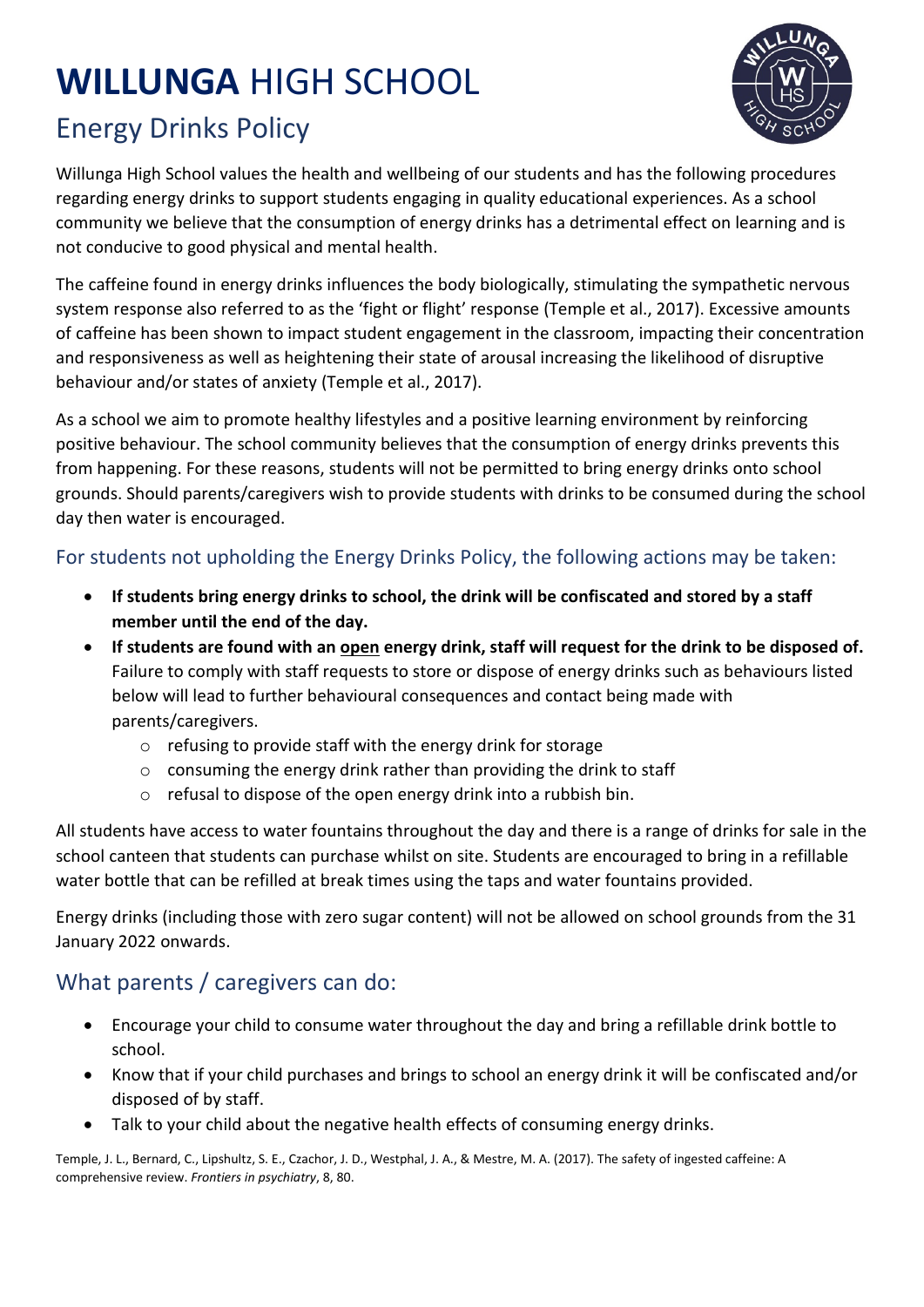# **WILLUNGA** HIGH SCHOOL

## Energy Drinks Policy

Willunga High School values the health and wellbeing of our students and has the following procedures regarding energy drinks to support students engaging in quality educational experiences. As a school community we believe that the consumption of energy drinks has a detrimental effect on learning and is not conducive to good physical and mental health.

The caffeine found in energy drinks influences the body biologically, stimulating the sympathetic nervous system response also referred to as the 'fight or flight' response (Temple et al., 2017). Excessive amounts of caffeine has been shown to impact student engagement in the classroom, impacting their concentration and responsiveness as well as heightening their state of arousal increasing the likelihood of disruptive behaviour and/or states of anxiety (Temple et al., 2017).

As a school we aim to promote healthy lifestyles and a positive learning environment by reinforcing positive behaviour. The school community believes that the consumption of energy drinks prevents this from happening. For these reasons, students will not be permitted to bring energy drinks onto school grounds. Should parents/caregivers wish to provide students with drinks to be consumed during the school day then water is encouraged.

### For students not upholding the Energy Drinks Policy, the following actions may be taken:

- **If students bring energy drinks to school, the drink will be confiscated and stored by a staff member until the end of the day.**
- **If students are found with an <u>open</u> energy drink, staff will request for the drink to be disposed of.** Failure to comply with staff requests to store or dispose of energy drinks such as behaviours listed below will lead to further behavioural consequences and contact being made with parents/caregivers.
    - refusing to provide staff with the energy drink for storage
    - consuming the energy drink rather than providing the drink to staff
    - refusal to dispose of the open energy drink into a rubbish bin.

All students have access to water fountains throughout the day and there is a range of drinks for sale in the school canteen that students can purchase whilst on site. Students are encouraged to bring in a refillable water bottle that can be refilled at break times using the taps and water fountains provided.

Energy drinks (including those with zero sugar content) will not be allowed on school grounds from the 31 January 2022 onwards.

## What parents / caregivers can do:

- Encourage your child to consume water throughout the day and bring a refillable drink bottle to school.
- Know that if your child purchases and brings to school an energy drink it will be confiscated and/or disposed of by staff.
- Talk to your child about the negative health effects of consuming energy drinks.

Temple, J. L., Bernard, C., Lipshultz, S. E., Czachor, J. D., Westphal, J. A., & Mestre, M. A. (2017). The safety of ingested caffeine: A comprehensive review. *Frontiers in psychiatry*, 8, 80.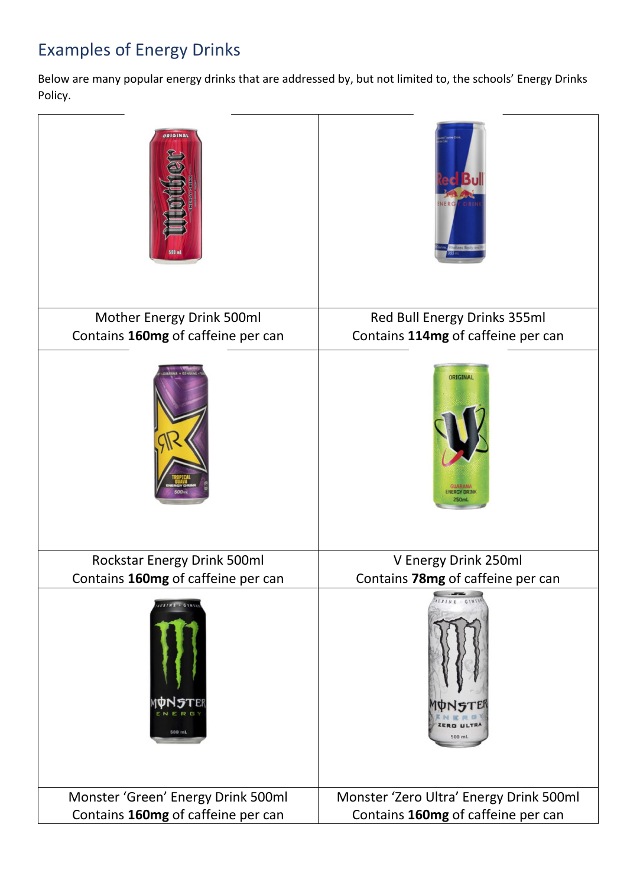## Examples of Energy Drinks

Below are many popular energy drinks that are addressed by, but not limited to, the schools' Energy Drinks Policy.

| | |
|---|---|
| Mother Energy Drink 500ml<br>Contains **160mg** of caffeine per can | Red Bull Energy Drinks 355ml<br>Contains **114mg** of caffeine per can |
| Rockstar Energy Drink 500ml<br>Contains **160mg** of caffeine per can | V Energy Drink 250ml<br>Contains **78mg** of caffeine per can |
| Monster 'Green' Energy Drink 500ml<br>Contains **160mg** of caffeine per can | Monster 'Zero Ultra' Energy Drink 500ml<br>Contains **160mg** of caffeine per can |